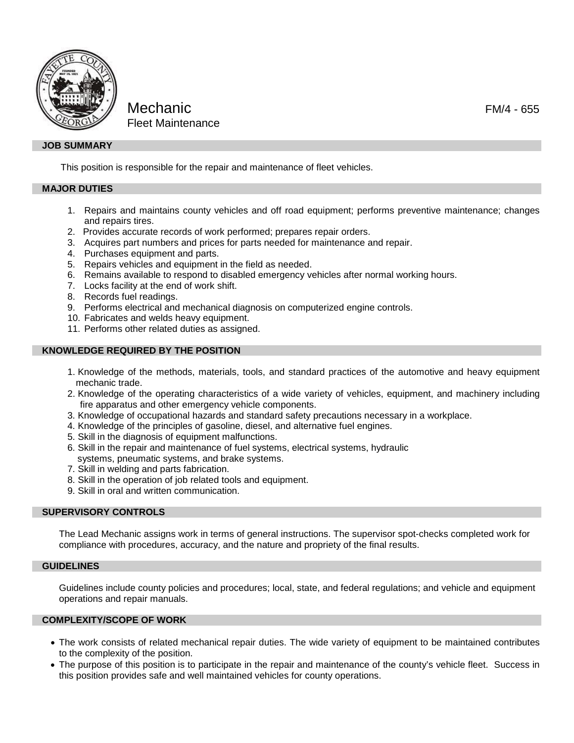# Mechanic

Fleet Maintenance

FM/4 - 655

## JOB SUMMARY

This position is responsible for the repair and maintenance of fleet vehicles.

## MAJOR DUTIES

1. Repairs and maintains county vehicles and off road equipment; performs preventive maintenance; changes and repairs tires.
2. Provides accurate records of work performed; prepares repair orders.
3. Acquires part numbers and prices for parts needed for maintenance and repair.
4. Purchases equipment and parts.
5. Repairs vehicles and equipment in the field as needed.
6. Remains available to respond to disabled emergency vehicles after normal working hours.
7. Locks facility at the end of work shift.
8. Records fuel readings.
9. Performs electrical and mechanical diagnosis on computerized engine controls.
10. Fabricates and welds heavy equipment.
11. Performs other related duties as assigned.

## KNOWLEDGE REQUIRED BY THE POSITION

1. Knowledge of the methods, materials, tools, and standard practices of the automotive and heavy equipment mechanic trade.
2. Knowledge of the operating characteristics of a wide variety of vehicles, equipment, and machinery including fire apparatus and other emergency vehicle components.
3. Knowledge of occupational hazards and standard safety precautions necessary in a workplace.
4. Knowledge of the principles of gasoline, diesel, and alternative fuel engines.
5. Skill in the diagnosis of equipment malfunctions.
6. Skill in the repair and maintenance of fuel systems, electrical systems, hydraulic systems, pneumatic systems, and brake systems.
7. Skill in welding and parts fabrication.
8. Skill in the operation of job related tools and equipment.
9. Skill in oral and written communication.

## SUPERVISORY CONTROLS

The Lead Mechanic assigns work in terms of general instructions. The supervisor spot-checks completed work for compliance with procedures, accuracy, and the nature and propriety of the final results.

## GUIDELINES

Guidelines include county policies and procedures; local, state, and federal regulations; and vehicle and equipment operations and repair manuals.

## COMPLEXITY/SCOPE OF WORK

- The work consists of related mechanical repair duties. The wide variety of equipment to be maintained contributes to the complexity of the position.
- The purpose of this position is to participate in the repair and maintenance of the county's vehicle fleet. Success in this position provides safe and well maintained vehicles for county operations.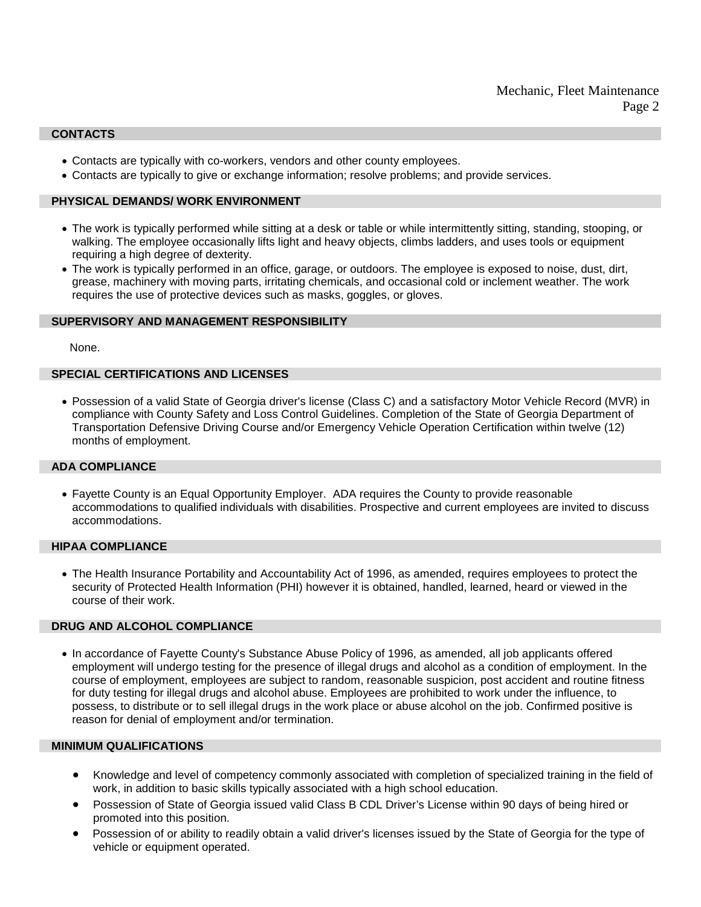## CONTACTS

- Contacts are typically with co-workers, vendors and other county employees.
- Contacts are typically to give or exchange information; resolve problems; and provide services.

## PHYSICAL DEMANDS/ WORK ENVIRONMENT

- The work is typically performed while sitting at a desk or table or while intermittently sitting, standing, stooping, or walking. The employee occasionally lifts light and heavy objects, climbs ladders, and uses tools or equipment requiring a high degree of dexterity.
- The work is typically performed in an office, garage, or outdoors. The employee is exposed to noise, dust, dirt, grease, machinery with moving parts, irritating chemicals, and occasional cold or inclement weather. The work requires the use of protective devices such as masks, goggles, or gloves.

## SUPERVISORY AND MANAGEMENT RESPONSIBILITY

None.

## SPECIAL CERTIFICATIONS AND LICENSES

- Possession of a valid State of Georgia driver's license (Class C) and a satisfactory Motor Vehicle Record (MVR) in compliance with County Safety and Loss Control Guidelines. Completion of the State of Georgia Department of Transportation Defensive Driving Course and/or Emergency Vehicle Operation Certification within twelve (12) months of employment.

## ADA COMPLIANCE

- Fayette County is an Equal Opportunity Employer. ADA requires the County to provide reasonable accommodations to qualified individuals with disabilities. Prospective and current employees are invited to discuss accommodations.

## HIPAA COMPLIANCE

- The Health Insurance Portability and Accountability Act of 1996, as amended, requires employees to protect the security of Protected Health Information (PHI) however it is obtained, handled, learned, heard or viewed in the course of their work.

## DRUG AND ALCOHOL COMPLIANCE

- In accordance of Fayette County's Substance Abuse Policy of 1996, as amended, all job applicants offered employment will undergo testing for the presence of illegal drugs and alcohol as a condition of employment. In the course of employment, employees are subject to random, reasonable suspicion, post accident and routine fitness for duty testing for illegal drugs and alcohol abuse. Employees are prohibited to work under the influence, to possess, to distribute or to sell illegal drugs in the work place or abuse alcohol on the job. Confirmed positive is reason for denial of employment and/or termination.

## MINIMUM QUALIFICATIONS

- Knowledge and level of competency commonly associated with completion of specialized training in the field of work, in addition to basic skills typically associated with a high school education.
- Possession of State of Georgia issued valid Class B CDL Driver's License within 90 days of being hired or promoted into this position.
- Possession of or ability to readily obtain a valid driver's licenses issued by the State of Georgia for the type of vehicle or equipment operated.